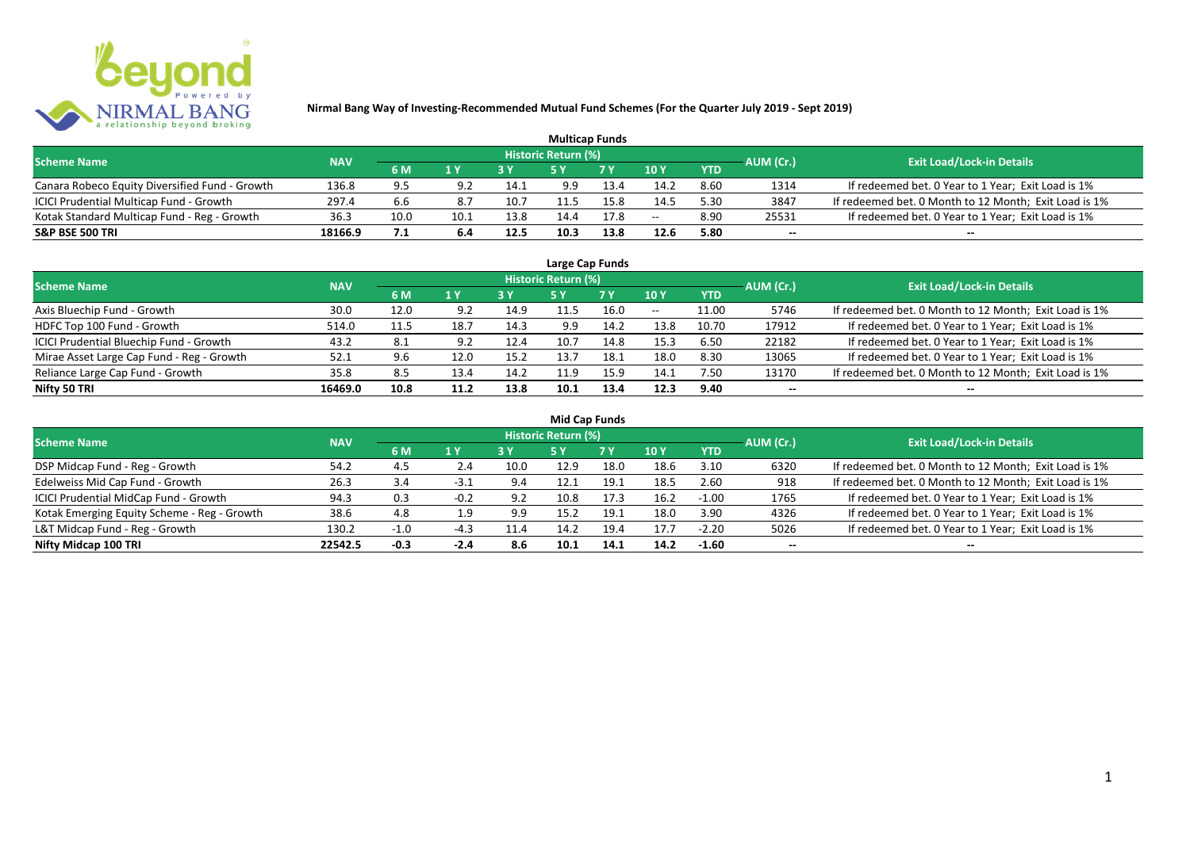# Nirmal Bang Way of Investing-Recommended Mutual Fund Schemes (For the Quarter July 2019 - Sept 2019)

## Multicap Funds

| Scheme Name | NAV | Historic Return (%) | | | | | | | AUM (Cr.) | Exit Load/Lock-in Details |
|---|---|---|---|---|---|---|---|---|---|---|
| | | 6 M | 1 Y | 3 Y | 5 Y | 7 Y | 10 Y | YTD | | |
| Canara Robeco Equity Diversified Fund - Growth | 136.8 | 9.5 | 9.2 | 14.1 | 9.9 | 13.4 | 14.2 | 8.60 | 1314 | If redeemed bet. 0 Year to 1 Year; Exit Load is 1% |
| ICICI Prudential Multicap Fund - Growth | 297.4 | 6.6 | 8.7 | 10.7 | 11.5 | 15.8 | 14.5 | 5.30 | 3847 | If redeemed bet. 0 Month to 12 Month; Exit Load is 1% |
| Kotak Standard Multicap Fund - Reg - Growth | 36.3 | 10.0 | 10.1 | 13.8 | 14.4 | 17.8 | -- | 8.90 | 25531 | If redeemed bet. 0 Year to 1 Year; Exit Load is 1% |
| **S&P BSE 500 TRI** | **18166.9** | **7.1** | **6.4** | **12.5** | **10.3** | **13.8** | **12.6** | **5.80** | **--** | **--** |

## Large Cap Funds

| Scheme Name | NAV | Historic Return (%) | | | | | | | AUM (Cr.) | Exit Load/Lock-in Details |
|---|---|---|---|---|---|---|---|---|---|---|
| | | 6 M | 1 Y | 3 Y | 5 Y | 7 Y | 10 Y | YTD | | |
| Axis Bluechip Fund - Growth | 30.0 | 12.0 | 9.2 | 14.9 | 11.5 | 16.0 | -- | 11.00 | 5746 | If redeemed bet. 0 Month to 12 Month; Exit Load is 1% |
| HDFC Top 100 Fund - Growth | 514.0 | 11.5 | 18.7 | 14.3 | 9.9 | 14.2 | 13.8 | 10.70 | 17912 | If redeemed bet. 0 Year to 1 Year; Exit Load is 1% |
| ICICI Prudential Bluechip Fund - Growth | 43.2 | 8.1 | 9.2 | 12.4 | 10.7 | 14.8 | 15.3 | 6.50 | 22182 | If redeemed bet. 0 Year to 1 Year; Exit Load is 1% |
| Mirae Asset Large Cap Fund - Reg - Growth | 52.1 | 9.6 | 12.0 | 15.2 | 13.7 | 18.1 | 18.0 | 8.30 | 13065 | If redeemed bet. 0 Year to 1 Year; Exit Load is 1% |
| Reliance Large Cap Fund - Growth | 35.8 | 8.5 | 13.4 | 14.2 | 11.9 | 15.9 | 14.1 | 7.50 | 13170 | If redeemed bet. 0 Month to 12 Month; Exit Load is 1% |
| **Nifty 50 TRI** | **16469.0** | **10.8** | **11.2** | **13.8** | **10.1** | **13.4** | **12.3** | **9.40** | **--** | **--** |

## Mid Cap Funds

| Scheme Name | NAV | Historic Return (%) | | | | | | | AUM (Cr.) | Exit Load/Lock-in Details |
|---|---|---|---|---|---|---|---|---|---|---|
| | | 6 M | 1 Y | 3 Y | 5 Y | 7 Y | 10 Y | YTD | | |
| DSP Midcap Fund - Reg - Growth | 54.2 | 4.5 | 2.4 | 10.0 | 12.9 | 18.0 | 18.6 | 3.10 | 6320 | If redeemed bet. 0 Month to 12 Month; Exit Load is 1% |
| Edelweiss Mid Cap Fund - Growth | 26.3 | 3.4 | -3.1 | 9.4 | 12.1 | 19.1 | 18.5 | 2.60 | 918 | If redeemed bet. 0 Month to 12 Month; Exit Load is 1% |
| ICICI Prudential MidCap Fund - Growth | 94.3 | 0.3 | -0.2 | 9.2 | 10.8 | 17.3 | 16.2 | -1.00 | 1765 | If redeemed bet. 0 Year to 1 Year; Exit Load is 1% |
| Kotak Emerging Equity Scheme - Reg - Growth | 38.6 | 4.8 | 1.9 | 9.9 | 15.2 | 19.1 | 18.0 | 3.90 | 4326 | If redeemed bet. 0 Year to 1 Year; Exit Load is 1% |
| L&T Midcap Fund - Reg - Growth | 130.2 | -1.0 | -4.3 | 11.4 | 14.2 | 19.4 | 17.7 | -2.20 | 5026 | If redeemed bet. 0 Year to 1 Year; Exit Load is 1% |
| **Nifty Midcap 100 TRI** | **22542.5** | **-0.3** | **-2.4** | **8.6** | **10.1** | **14.1** | **14.2** | **-1.60** | **--** | **--** |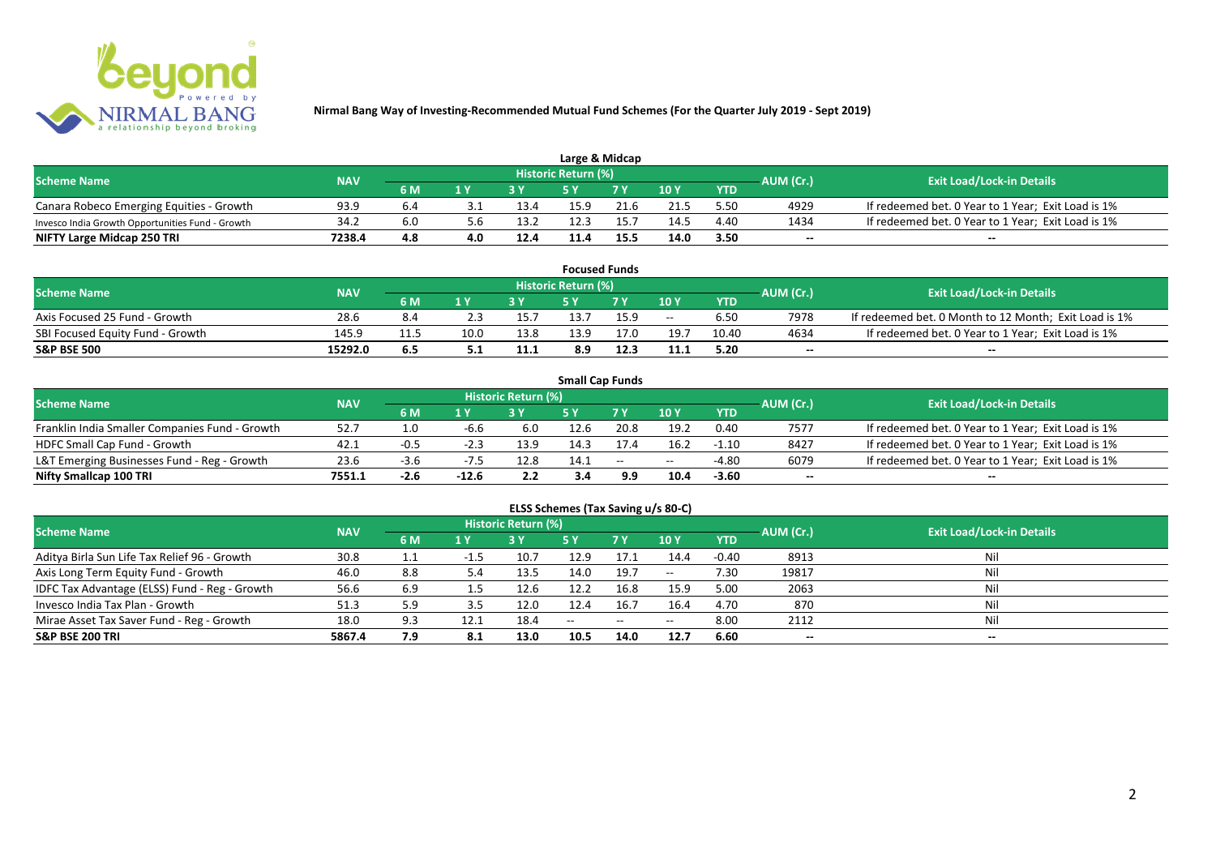# Nirmal Bang Way of Investing-Recommended Mutual Fund Schemes (For the Quarter July 2019 - Sept 2019)

## Large & Midcap

| Scheme Name | NAV | Historic Return (%) | | | | | | | AUM (Cr.) | Exit Load/Lock-in Details |
|---|---|---|---|---|---|---|---|---|---|---|
| | | 6 M | 1 Y | 3 Y | 5 Y | 7 Y | 10 Y | YTD | | |
| Canara Robeco Emerging Equities - Growth | 93.9 | 6.4 | 3.1 | 13.4 | 15.9 | 21.6 | 21.5 | 5.50 | 4929 | If redeemed bet. 0 Year to 1 Year; Exit Load is 1% |
| Invesco India Growth Opportunities Fund - Growth | 34.2 | 6.0 | 5.6 | 13.2 | 12.3 | 15.7 | 14.5 | 4.40 | 1434 | If redeemed bet. 0 Year to 1 Year; Exit Load is 1% |
| **NIFTY Large Midcap 250 TRI** | **7238.4** | **4.8** | **4.0** | **12.4** | **11.4** | **15.5** | **14.0** | **3.50** | **--** | **--** |

## Focused Funds

| Scheme Name | NAV | Historic Return (%) | | | | | | | AUM (Cr.) | Exit Load/Lock-in Details |
|---|---|---|---|---|---|---|---|---|---|---|
| | | 6 M | 1 Y | 3 Y | 5 Y | 7 Y | 10 Y | YTD | | |
| Axis Focused 25 Fund - Growth | 28.6 | 8.4 | 2.3 | 15.7 | 13.7 | 15.9 | -- | 6.50 | 7978 | If redeemed bet. 0 Month to 12 Month; Exit Load is 1% |
| SBI Focused Equity Fund - Growth | 145.9 | 11.5 | 10.0 | 13.8 | 13.9 | 17.0 | 19.7 | 10.40 | 4634 | If redeemed bet. 0 Year to 1 Year; Exit Load is 1% |
| **S&P BSE 500** | **15292.0** | **6.5** | **5.1** | **11.1** | **8.9** | **12.3** | **11.1** | **5.20** | **--** | **--** |

## Small Cap Funds

| Scheme Name | NAV | Historic Return (%) | | | | | | | AUM (Cr.) | Exit Load/Lock-in Details |
|---|---|---|---|---|---|---|---|---|---|---|
| | | 6 M | 1 Y | 3 Y | 5 Y | 7 Y | 10 Y | YTD | | |
| Franklin India Smaller Companies Fund - Growth | 52.7 | 1.0 | -6.6 | 6.0 | 12.6 | 20.8 | 19.2 | 0.40 | 7577 | If redeemed bet. 0 Year to 1 Year; Exit Load is 1% |
| HDFC Small Cap Fund - Growth | 42.1 | -0.5 | -2.3 | 13.9 | 14.3 | 17.4 | 16.2 | -1.10 | 8427 | If redeemed bet. 0 Year to 1 Year; Exit Load is 1% |
| L&T Emerging Businesses Fund - Reg - Growth | 23.6 | -3.6 | -7.5 | 12.8 | 14.1 | -- | -- | -4.80 | 6079 | If redeemed bet. 0 Year to 1 Year; Exit Load is 1% |
| **Nifty Smallcap 100 TRI** | **7551.1** | **-2.6** | **-12.6** | **2.2** | **3.4** | **9.9** | **10.4** | **-3.60** | **--** | **--** |

## ELSS Schemes (Tax Saving u/s 80-C)

| Scheme Name | NAV | Historic Return (%) | | | | | | | AUM (Cr.) | Exit Load/Lock-in Details |
|---|---|---|---|---|---|---|---|---|---|---|
| | | 6 M | 1 Y | 3 Y | 5 Y | 7 Y | 10 Y | YTD | | |
| Aditya Birla Sun Life Tax Relief 96 - Growth | 30.8 | 1.1 | -1.5 | 10.7 | 12.9 | 17.1 | 14.4 | -0.40 | 8913 | Nil |
| Axis Long Term Equity Fund - Growth | 46.0 | 8.8 | 5.4 | 13.5 | 14.0 | 19.7 | -- | 7.30 | 19817 | Nil |
| IDFC Tax Advantage (ELSS) Fund - Reg - Growth | 56.6 | 6.9 | 1.5 | 12.6 | 12.2 | 16.8 | 15.9 | 5.00 | 2063 | Nil |
| Invesco India Tax Plan - Growth | 51.3 | 5.9 | 3.5 | 12.0 | 12.4 | 16.7 | 16.4 | 4.70 | 870 | Nil |
| Mirae Asset Tax Saver Fund - Reg - Growth | 18.0 | 9.3 | 12.1 | 18.4 | -- | -- | -- | 8.00 | 2112 | Nil |
| **S&P BSE 200 TRI** | **5867.4** | **7.9** | **8.1** | **13.0** | **10.5** | **14.0** | **12.7** | **6.60** | **--** | **--** |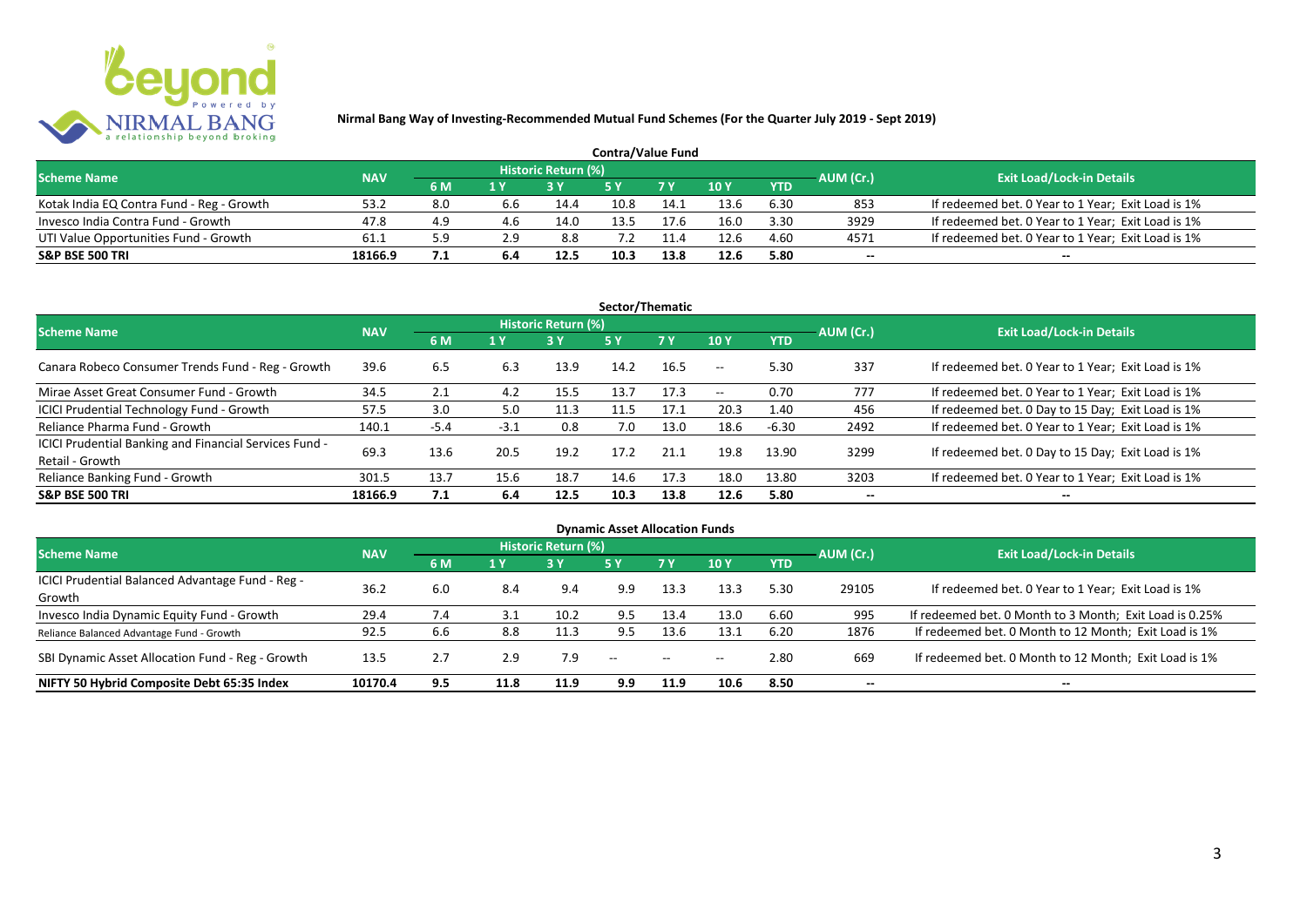**Nirmal Bang Way of Investing-Recommended Mutual Fund Schemes (For the Quarter July 2019 - Sept 2019)**

## Contra/Value Fund

| Scheme Name | NAV | Historic Return (%) | | | | | | | AUM (Cr.) | Exit Load/Lock-in Details |
|---|---|---|---|---|---|---|---|---|---|---|
| | | 6 M | 1 Y | 3 Y | 5 Y | 7 Y | 10 Y | YTD | | |
| Kotak India EQ Contra Fund - Reg - Growth | 53.2 | 8.0 | 6.6 | 14.4 | 10.8 | 14.1 | 13.6 | 6.30 | 853 | If redeemed bet. 0 Year to 1 Year; Exit Load is 1% |
| Invesco India Contra Fund - Growth | 47.8 | 4.9 | 4.6 | 14.0 | 13.5 | 17.6 | 16.0 | 3.30 | 3929 | If redeemed bet. 0 Year to 1 Year; Exit Load is 1% |
| UTI Value Opportunities Fund - Growth | 61.1 | 5.9 | 2.9 | 8.8 | 7.2 | 11.4 | 12.6 | 4.60 | 4571 | If redeemed bet. 0 Year to 1 Year; Exit Load is 1% |
| **S&P BSE 500 TRI** | **18166.9** | **7.1** | **6.4** | **12.5** | **10.3** | **13.8** | **12.6** | **5.80** | -- | -- |

## Sector/Thematic

| Scheme Name | NAV | Historic Return (%) | | | | | | | AUM (Cr.) | Exit Load/Lock-in Details |
|---|---|---|---|---|---|---|---|---|---|---|
| | | 6 M | 1 Y | 3 Y | 5 Y | 7 Y | 10 Y | YTD | | |
| Canara Robeco Consumer Trends Fund - Reg - Growth | 39.6 | 6.5 | 6.3 | 13.9 | 14.2 | 16.5 | -- | 5.30 | 337 | If redeemed bet. 0 Year to 1 Year; Exit Load is 1% |
| Mirae Asset Great Consumer Fund - Growth | 34.5 | 2.1 | 4.2 | 15.5 | 13.7 | 17.3 | -- | 0.70 | 777 | If redeemed bet. 0 Year to 1 Year; Exit Load is 1% |
| ICICI Prudential Technology Fund - Growth | 57.5 | 3.0 | 5.0 | 11.3 | 11.5 | 17.1 | 20.3 | 1.40 | 456 | If redeemed bet. 0 Day to 15 Day; Exit Load is 1% |
| Reliance Pharma Fund - Growth | 140.1 | -5.4 | -3.1 | 0.8 | 7.0 | 13.0 | 18.6 | -6.30 | 2492 | If redeemed bet. 0 Year to 1 Year; Exit Load is 1% |
| ICICI Prudential Banking and Financial Services Fund - Retail - Growth | 69.3 | 13.6 | 20.5 | 19.2 | 17.2 | 21.1 | 19.8 | 13.90 | 3299 | If redeemed bet. 0 Day to 15 Day; Exit Load is 1% |
| Reliance Banking Fund - Growth | 301.5 | 13.7 | 15.6 | 18.7 | 14.6 | 17.3 | 18.0 | 13.80 | 3203 | If redeemed bet. 0 Year to 1 Year; Exit Load is 1% |
| **S&P BSE 500 TRI** | **18166.9** | **7.1** | **6.4** | **12.5** | **10.3** | **13.8** | **12.6** | **5.80** | -- | -- |

## Dynamic Asset Allocation Funds

| Scheme Name | NAV | Historic Return (%) | | | | | | | AUM (Cr.) | Exit Load/Lock-in Details |
|---|---|---|---|---|---|---|---|---|---|---|
| | | 6 M | 1 Y | 3 Y | 5 Y | 7 Y | 10 Y | YTD | | |
| ICICI Prudential Balanced Advantage Fund - Reg - Growth | 36.2 | 6.0 | 8.4 | 9.4 | 9.9 | 13.3 | 13.3 | 5.30 | 29105 | If redeemed bet. 0 Year to 1 Year; Exit Load is 1% |
| Invesco India Dynamic Equity Fund - Growth | 29.4 | 7.4 | 3.1 | 10.2 | 9.5 | 13.4 | 13.0 | 6.60 | 995 | If redeemed bet. 0 Month to 3 Month; Exit Load is 0.25% |
| Reliance Balanced Advantage Fund - Growth | 92.5 | 6.6 | 8.8 | 11.3 | 9.5 | 13.6 | 13.1 | 6.20 | 1876 | If redeemed bet. 0 Month to 12 Month; Exit Load is 1% |
| SBI Dynamic Asset Allocation Fund - Reg - Growth | 13.5 | 2.7 | 2.9 | 7.9 | -- | -- | -- | 2.80 | 669 | If redeemed bet. 0 Month to 12 Month; Exit Load is 1% |
| **NIFTY 50 Hybrid Composite Debt 65:35 Index** | **10170.4** | **9.5** | **11.8** | **11.9** | **9.9** | **11.9** | **10.6** | **8.50** | -- | -- |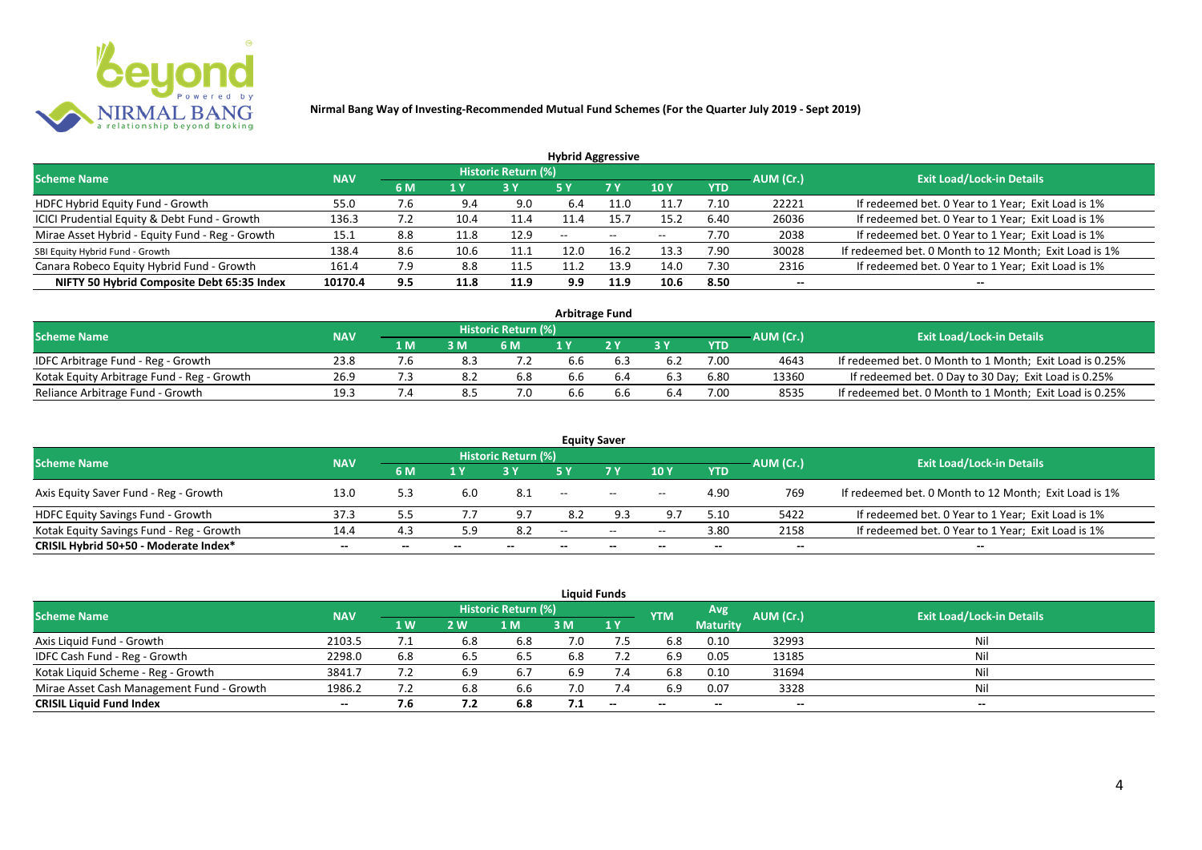**Nirmal Bang Way of Investing-Recommended Mutual Fund Schemes (For the Quarter July 2019 - Sept 2019)**

## Hybrid Aggressive

| Scheme Name | NAV | Historic Return (%) | | | | | | | AUM (Cr.) | Exit Load/Lock-in Details |
|---|---|---|---|---|---|---|---|---|---|---|
| | | 6 M | 1 Y | 3 Y | 5 Y | 7 Y | 10 Y | YTD | | |
| HDFC Hybrid Equity Fund - Growth | 55.0 | 7.6 | 9.4 | 9.0 | 6.4 | 11.0 | 11.7 | 7.10 | 22221 | If redeemed bet. 0 Year to 1 Year; Exit Load is 1% |
| ICICI Prudential Equity & Debt Fund - Growth | 136.3 | 7.2 | 10.4 | 11.4 | 11.4 | 15.7 | 15.2 | 6.40 | 26036 | If redeemed bet. 0 Year to 1 Year; Exit Load is 1% |
| Mirae Asset Hybrid - Equity Fund - Reg - Growth | 15.1 | 8.8 | 11.8 | 12.9 | -- | -- | -- | 7.70 | 2038 | If redeemed bet. 0 Year to 1 Year; Exit Load is 1% |
| SBI Equity Hybrid Fund - Growth | 138.4 | 8.6 | 10.6 | 11.1 | 12.0 | 16.2 | 13.3 | 7.90 | 30028 | If redeemed bet. 0 Month to 12 Month; Exit Load is 1% |
| Canara Robeco Equity Hybrid Fund - Growth | 161.4 | 7.9 | 8.8 | 11.5 | 11.2 | 13.9 | 14.0 | 7.30 | 2316 | If redeemed bet. 0 Year to 1 Year; Exit Load is 1% |
| **NIFTY 50 Hybrid Composite Debt 65:35 Index** | **10170.4** | **9.5** | **11.8** | **11.9** | **9.9** | **11.9** | **10.6** | **8.50** | **--** | **--** |

## Arbitrage Fund

| Scheme Name | NAV | Historic Return (%) | | | | | | | AUM (Cr.) | Exit Load/Lock-in Details |
|---|---|---|---|---|---|---|---|---|---|---|
| | | 1 M | 3 M | 6 M | 1 Y | 2 Y | 3 Y | YTD | | |
| IDFC Arbitrage Fund - Reg - Growth | 23.8 | 7.6 | 8.3 | 7.2 | 6.6 | 6.3 | 6.2 | 7.00 | 4643 | If redeemed bet. 0 Month to 1 Month; Exit Load is 0.25% |
| Kotak Equity Arbitrage Fund - Reg - Growth | 26.9 | 7.3 | 8.2 | 6.8 | 6.6 | 6.4 | 6.3 | 6.80 | 13360 | If redeemed bet. 0 Day to 30 Day; Exit Load is 0.25% |
| Reliance Arbitrage Fund - Growth | 19.3 | 7.4 | 8.5 | 7.0 | 6.6 | 6.6 | 6.4 | 7.00 | 8535 | If redeemed bet. 0 Month to 1 Month; Exit Load is 0.25% |

## Equity Saver

| Scheme Name | NAV | Historic Return (%) | | | | | | | AUM (Cr.) | Exit Load/Lock-in Details |
|---|---|---|---|---|---|---|---|---|---|---|
| | | 6 M | 1 Y | 3 Y | 5 Y | 7 Y | 10 Y | YTD | | |
| Axis Equity Saver Fund - Reg - Growth | 13.0 | 5.3 | 6.0 | 8.1 | -- | -- | -- | 4.90 | 769 | If redeemed bet. 0 Month to 12 Month; Exit Load is 1% |
| HDFC Equity Savings Fund - Growth | 37.3 | 5.5 | 7.7 | 9.7 | 8.2 | 9.3 | 9.7 | 5.10 | 5422 | If redeemed bet. 0 Year to 1 Year; Exit Load is 1% |
| Kotak Equity Savings Fund - Reg - Growth | 14.4 | 4.3 | 5.9 | 8.2 | -- | -- | -- | 3.80 | 2158 | If redeemed bet. 0 Year to 1 Year; Exit Load is 1% |
| **CRISIL Hybrid 50+50 - Moderate Index*** | **--** | **--** | **--** | **--** | **--** | **--** | **--** | **--** | **--** | **--** |

## Liquid Funds

| Scheme Name | NAV | Historic Return (%) | | | | | YTM | Avg Maturity | AUM (Cr.) | Exit Load/Lock-in Details |
|---|---|---|---|---|---|---|---|---|---|---|
| | | 1 W | 2 W | 1 M | 3 M | 1 Y | | | | |
| Axis Liquid Fund - Growth | 2103.5 | 7.1 | 6.8 | 6.8 | 7.0 | 7.5 | 6.8 | 0.10 | 32993 | Nil |
| IDFC Cash Fund - Reg - Growth | 2298.0 | 6.8 | 6.5 | 6.5 | 6.8 | 7.2 | 6.9 | 0.05 | 13185 | Nil |
| Kotak Liquid Scheme - Reg - Growth | 3841.7 | 7.2 | 6.9 | 6.7 | 6.9 | 7.4 | 6.8 | 0.10 | 31694 | Nil |
| Mirae Asset Cash Management Fund - Growth | 1986.2 | 7.2 | 6.8 | 6.6 | 7.0 | 7.4 | 6.9 | 0.07 | 3328 | Nil |
| **CRISIL Liquid Fund Index** | **--** | **7.6** | **7.2** | **6.8** | **7.1** | **--** | **--** | **--** | **--** | **--** |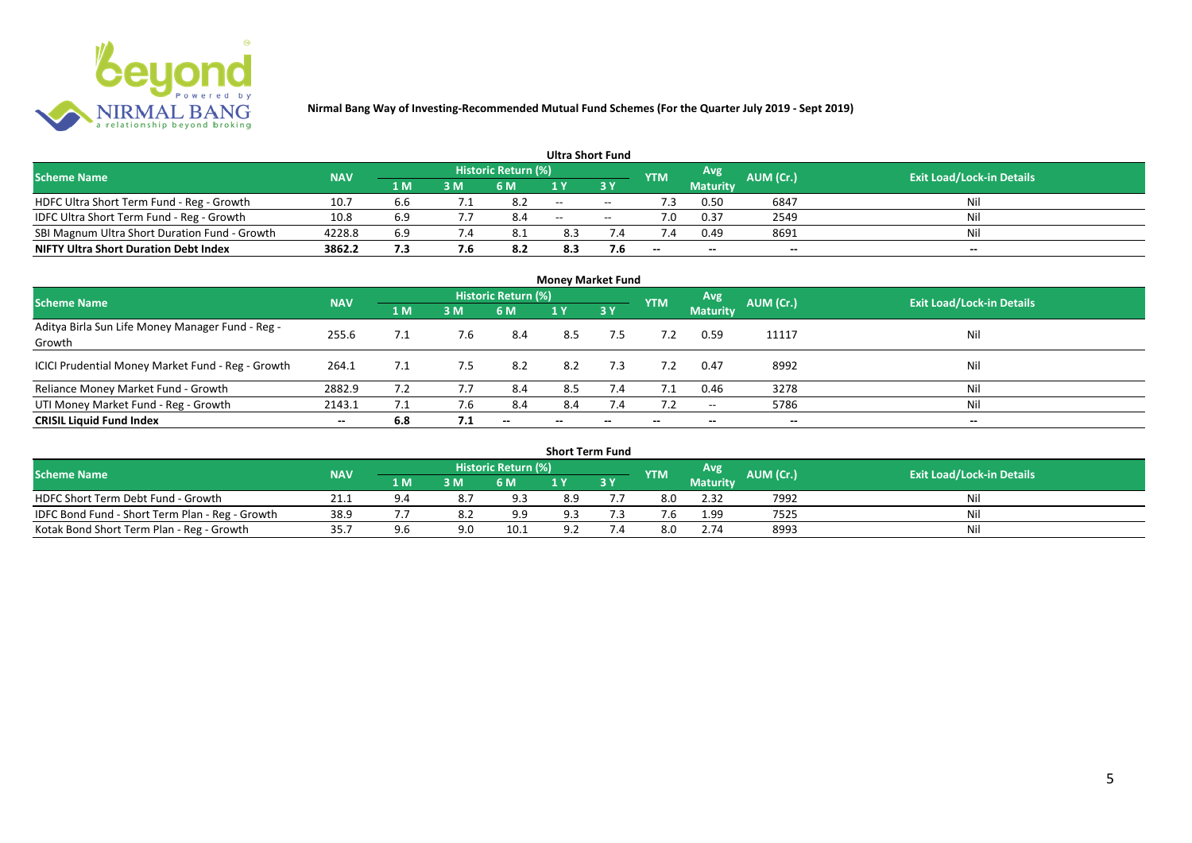# Nirmal Bang Way of Investing-Recommended Mutual Fund Schemes (For the Quarter July 2019 - Sept 2019)

## Ultra Short Fund

| Scheme Name | NAV | Historic Return (%) | | | | | YTM | Avg Maturity | AUM (Cr.) | Exit Load/Lock-in Details |
|---|---|---|---|---|---|---|---|---|---|---|
| | | 1 M | 3 M | 6 M | 1 Y | 3 Y | | | | |
| HDFC Ultra Short Term Fund - Reg - Growth | 10.7 | 6.6 | 7.1 | 8.2 | -- | -- | 7.3 | 0.50 | 6847 | Nil |
| IDFC Ultra Short Term Fund - Reg - Growth | 10.8 | 6.9 | 7.7 | 8.4 | -- | -- | 7.0 | 0.37 | 2549 | Nil |
| SBI Magnum Ultra Short Duration Fund - Growth | 4228.8 | 6.9 | 7.4 | 8.1 | 8.3 | 7.4 | 7.4 | 0.49 | 8691 | Nil |
| **NIFTY Ultra Short Duration Debt Index** | **3862.2** | **7.3** | **7.6** | **8.2** | **8.3** | **7.6** | -- | -- | -- | -- |

## Money Market Fund

| Scheme Name | NAV | Historic Return (%) | | | | | YTM | Avg Maturity | AUM (Cr.) | Exit Load/Lock-in Details |
|---|---|---|---|---|---|---|---|---|---|---|
| | | 1 M | 3 M | 6 M | 1 Y | 3 Y | | | | |
| Aditya Birla Sun Life Money Manager Fund - Reg - Growth | 255.6 | 7.1 | 7.6 | 8.4 | 8.5 | 7.5 | 7.2 | 0.59 | 11117 | Nil |
| ICICI Prudential Money Market Fund - Reg - Growth | 264.1 | 7.1 | 7.5 | 8.2 | 8.2 | 7.3 | 7.2 | 0.47 | 8992 | Nil |
| Reliance Money Market Fund - Growth | 2882.9 | 7.2 | 7.7 | 8.4 | 8.5 | 7.4 | 7.1 | 0.46 | 3278 | Nil |
| UTI Money Market Fund - Reg - Growth | 2143.1 | 7.1 | 7.6 | 8.4 | 8.4 | 7.4 | 7.2 | -- | 5786 | Nil |
| **CRISIL Liquid Fund Index** | -- | **6.8** | **7.1** | -- | -- | -- | -- | -- | -- | -- |

## Short Term Fund

| Scheme Name | NAV | Historic Return (%) | | | | | YTM | Avg Maturity | AUM (Cr.) | Exit Load/Lock-in Details |
|---|---|---|---|---|---|---|---|---|---|---|
| | | 1 M | 3 M | 6 M | 1 Y | 3 Y | | | | |
| HDFC Short Term Debt Fund - Growth | 21.1 | 9.4 | 8.7 | 9.3 | 8.9 | 7.7 | 8.0 | 2.32 | 7992 | Nil |
| IDFC Bond Fund - Short Term Plan - Reg - Growth | 38.9 | 7.7 | 8.2 | 9.9 | 9.3 | 7.3 | 7.6 | 1.99 | 7525 | Nil |
| Kotak Bond Short Term Plan - Reg - Growth | 35.7 | 9.6 | 9.0 | 10.1 | 9.2 | 7.4 | 8.0 | 2.74 | 8993 | Nil |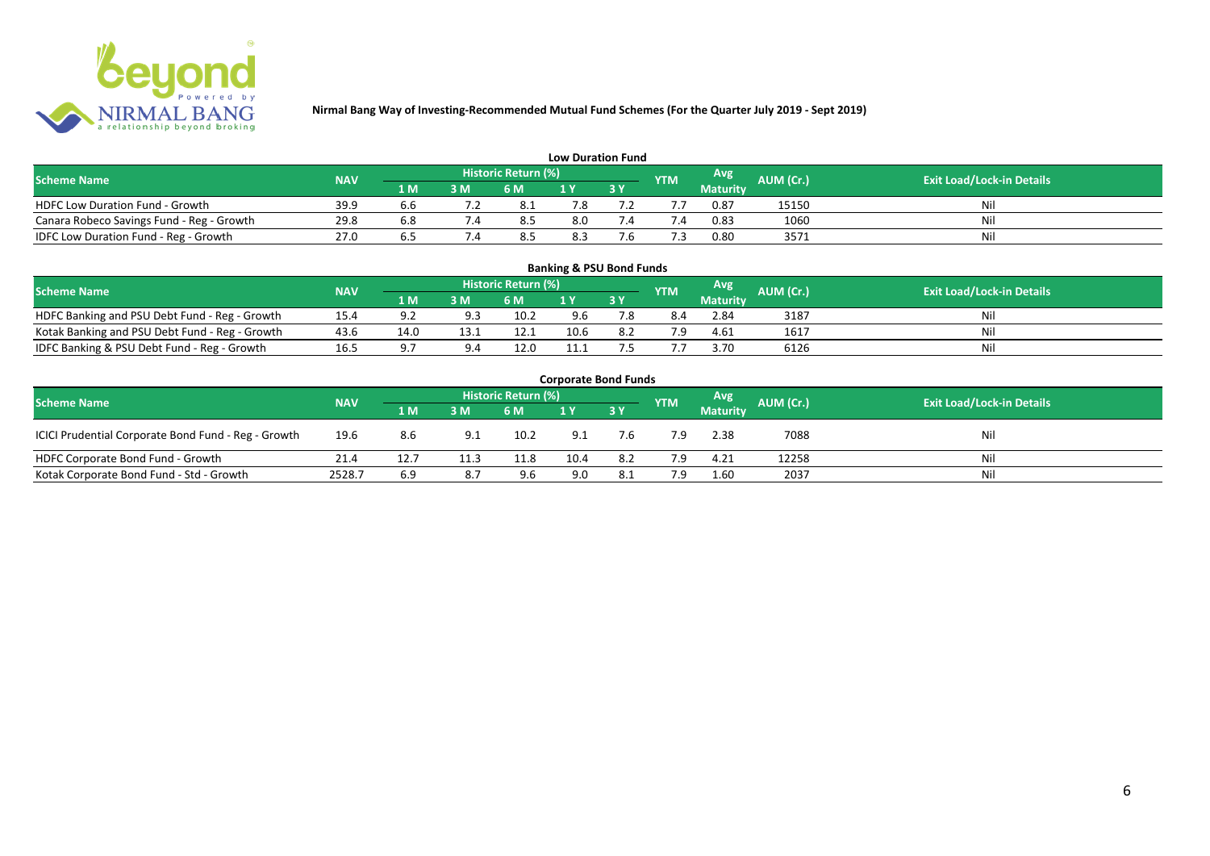**Nirmal Bang Way of Investing-Recommended Mutual Fund Schemes (For the Quarter July 2019 - Sept 2019)**

## Low Duration Fund

| Scheme Name | NAV | Historic Return (%) | | | | | YTM | Avg Maturity | AUM (Cr.) | Exit Load/Lock-in Details |
|---|---|---|---|---|---|---|---|---|---|---|
| | | 1 M | 3 M | 6 M | 1 Y | 3 Y | | | | |
| HDFC Low Duration Fund - Growth | 39.9 | 6.6 | 7.2 | 8.1 | 7.8 | 7.2 | 7.7 | 0.87 | 15150 | Nil |
| Canara Robeco Savings Fund - Reg - Growth | 29.8 | 6.8 | 7.4 | 8.5 | 8.0 | 7.4 | 7.4 | 0.83 | 1060 | Nil |
| IDFC Low Duration Fund - Reg - Growth | 27.0 | 6.5 | 7.4 | 8.5 | 8.3 | 7.6 | 7.3 | 0.80 | 3571 | Nil |

## Banking & PSU Bond Funds

| Scheme Name | NAV | Historic Return (%) | | | | | YTM | Avg Maturity | AUM (Cr.) | Exit Load/Lock-in Details |
|---|---|---|---|---|---|---|---|---|---|---|
| | | 1 M | 3 M | 6 M | 1 Y | 3 Y | | | | |
| HDFC Banking and PSU Debt Fund - Reg - Growth | 15.4 | 9.2 | 9.3 | 10.2 | 9.6 | 7.8 | 8.4 | 2.84 | 3187 | Nil |
| Kotak Banking and PSU Debt Fund - Reg - Growth | 43.6 | 14.0 | 13.1 | 12.1 | 10.6 | 8.2 | 7.9 | 4.61 | 1617 | Nil |
| IDFC Banking & PSU Debt Fund - Reg - Growth | 16.5 | 9.7 | 9.4 | 12.0 | 11.1 | 7.5 | 7.7 | 3.70 | 6126 | Nil |

## Corporate Bond Funds

| Scheme Name | NAV | Historic Return (%) | | | | | YTM | Avg Maturity | AUM (Cr.) | Exit Load/Lock-in Details |
|---|---|---|---|---|---|---|---|---|---|---|
| | | 1 M | 3 M | 6 M | 1 Y | 3 Y | | | | |
| ICICI Prudential Corporate Bond Fund - Reg - Growth | 19.6 | 8.6 | 9.1 | 10.2 | 9.1 | 7.6 | 7.9 | 2.38 | 7088 | Nil |
| HDFC Corporate Bond Fund - Growth | 21.4 | 12.7 | 11.3 | 11.8 | 10.4 | 8.2 | 7.9 | 4.21 | 12258 | Nil |
| Kotak Corporate Bond Fund - Std - Growth | 2528.7 | 6.9 | 8.7 | 9.6 | 9.0 | 8.1 | 7.9 | 1.60 | 2037 | Nil |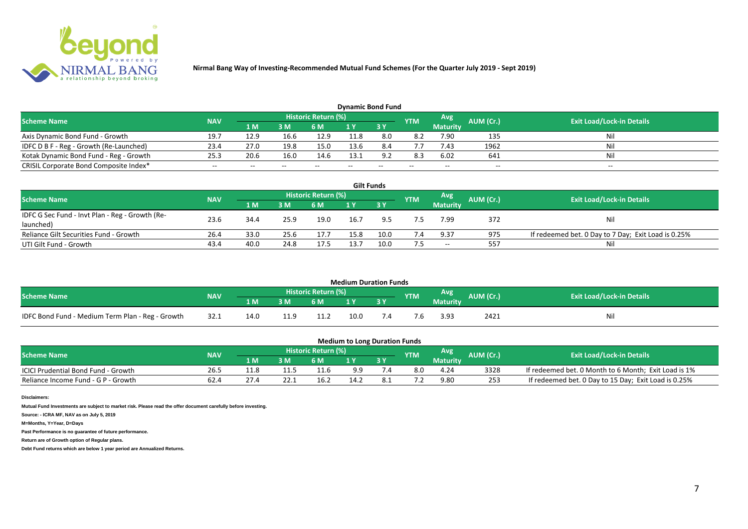**Nirmal Bang Way of Investing-Recommended Mutual Fund Schemes (For the Quarter July 2019 - Sept 2019)**

### Dynamic Bond Fund

| Scheme Name | NAV | Historic Return (%) | | | | | YTM | Avg Maturity | AUM (Cr.) | Exit Load/Lock-in Details |
|---|---|---|---|---|---|---|---|---|---|---|
| | | 1 M | 3 M | 6 M | 1 Y | 3 Y | | | | |
| Axis Dynamic Bond Fund - Growth | 19.7 | 12.9 | 16.6 | 12.9 | 11.8 | 8.0 | 8.2 | 7.90 | 135 | Nil |
| IDFC D B F - Reg - Growth (Re-Launched) | 23.4 | 27.0 | 19.8 | 15.0 | 13.6 | 8.4 | 7.7 | 7.43 | 1962 | Nil |
| Kotak Dynamic Bond Fund - Reg - Growth | 25.3 | 20.6 | 16.0 | 14.6 | 13.1 | 9.2 | 8.3 | 6.02 | 641 | Nil |
| CRISIL Corporate Bond Composite Index* | -- | -- | -- | -- | -- | -- | -- | -- | -- | -- |

### Gilt Funds

| Scheme Name | NAV | Historic Return (%) | | | | | YTM | Avg Maturity | AUM (Cr.) | Exit Load/Lock-in Details |
|---|---|---|---|---|---|---|---|---|---|---|
| | | 1 M | 3 M | 6 M | 1 Y | 3 Y | | | | |
| IDFC G Sec Fund - Invt Plan - Reg - Growth (Re-launched) | 23.6 | 34.4 | 25.9 | 19.0 | 16.7 | 9.5 | 7.5 | 7.99 | 372 | Nil |
| Reliance Gilt Securities Fund - Growth | 26.4 | 33.0 | 25.6 | 17.7 | 15.8 | 10.0 | 7.4 | 9.37 | 975 | If redeemed bet. 0 Day to 7 Day; Exit Load is 0.25% |
| UTI Gilt Fund - Growth | 43.4 | 40.0 | 24.8 | 17.5 | 13.7 | 10.0 | 7.5 | -- | 557 | Nil |

### Medium Duration Funds

| Scheme Name | NAV | Historic Return (%) | | | | | YTM | Avg Maturity | AUM (Cr.) | Exit Load/Lock-in Details |
|---|---|---|---|---|---|---|---|---|---|---|
| | | 1 M | 3 M | 6 M | 1 Y | 3 Y | | | | |
| IDFC Bond Fund - Medium Term Plan - Reg - Growth | 32.1 | 14.0 | 11.9 | 11.2 | 10.0 | 7.4 | 7.6 | 3.93 | 2421 | Nil |

### Medium to Long Duration Funds

| Scheme Name | NAV | Historic Return (%) | | | | | YTM | Avg Maturity | AUM (Cr.) | Exit Load/Lock-in Details |
|---|---|---|---|---|---|---|---|---|---|---|
| | | 1 M | 3 M | 6 M | 1 Y | 3 Y | | | | |
| ICICI Prudential Bond Fund - Growth | 26.5 | 11.8 | 11.5 | 11.6 | 9.9 | 7.4 | 8.0 | 4.24 | 3328 | If redeemed bet. 0 Month to 6 Month; Exit Load is 1% |
| Reliance Income Fund - G P - Growth | 62.4 | 27.4 | 22.1 | 16.2 | 14.2 | 8.1 | 7.2 | 9.80 | 253 | If redeemed bet. 0 Day to 15 Day; Exit Load is 0.25% |

**Disclaimers:**

**Mutual Fund Investments are subject to market risk. Please read the offer document carefully before investing.**

**Source: - ICRA MF, NAV as on July 5, 2019**

**M=Months, Y=Year, D=Days**

**Past Performance is no guarantee of future performance.**

**Return are of Growth option of Regular plans.**

**Debt Fund returns which are below 1 year period are Annualized Returns.**